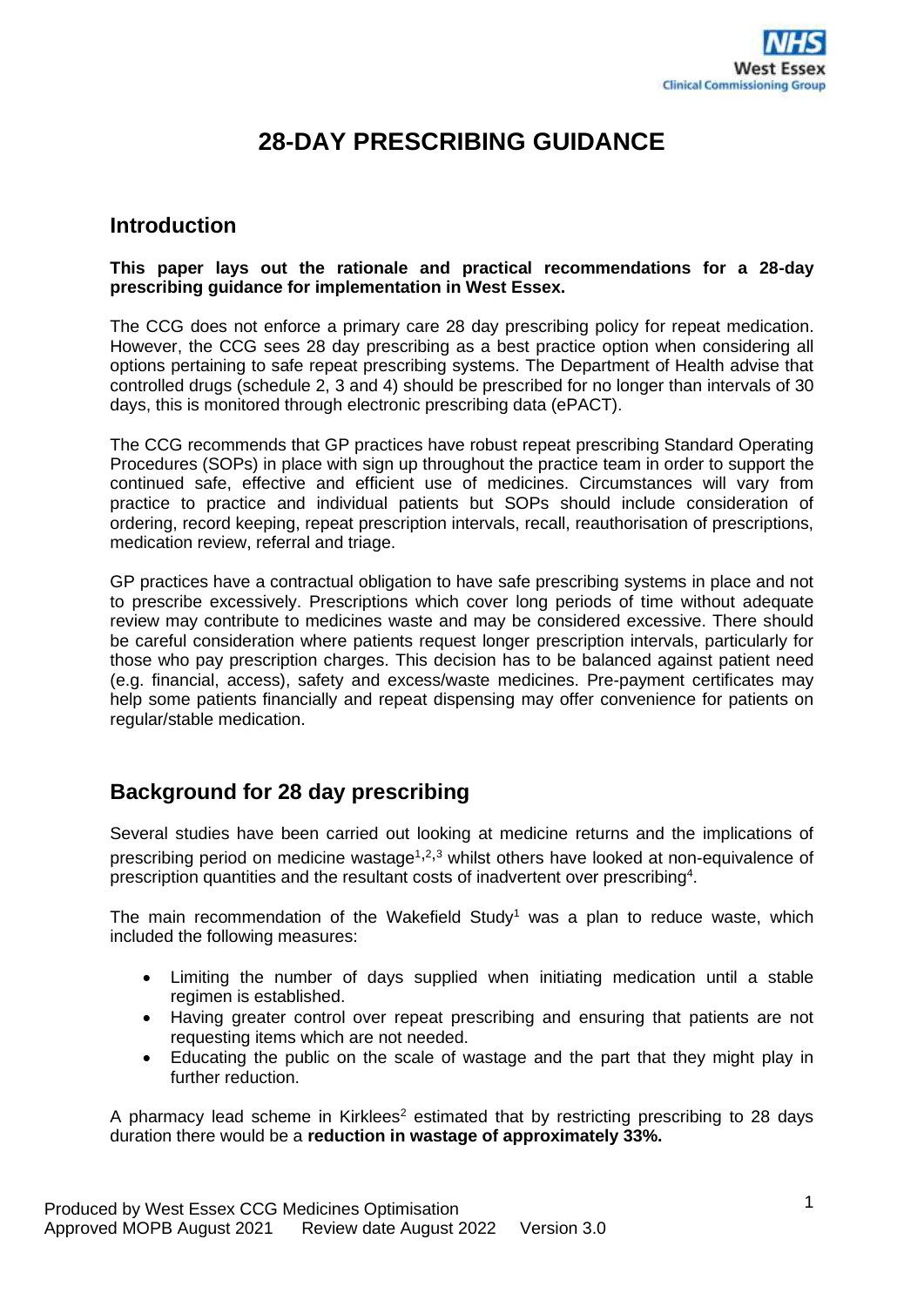# 28-DAY PRESCRIBING GUIDANCE

## Introduction

**This paper lays out the rationale and practical recommendations for a 28-day prescribing guidance for implementation in West Essex.**

The CCG does not enforce a primary care 28 day prescribing policy for repeat medication. However, the CCG sees 28 day prescribing as a best practice option when considering all options pertaining to safe repeat prescribing systems. The Department of Health advise that controlled drugs (schedule 2, 3 and 4) should be prescribed for no longer than intervals of 30 days, this is monitored through electronic prescribing data (ePACT).

The CCG recommends that GP practices have robust repeat prescribing Standard Operating Procedures (SOPs) in place with sign up throughout the practice team in order to support the continued safe, effective and efficient use of medicines. Circumstances will vary from practice to practice and individual patients but SOPs should include consideration of ordering, record keeping, repeat prescription intervals, recall, reauthorisation of prescriptions, medication review, referral and triage.

GP practices have a contractual obligation to have safe prescribing systems in place and not to prescribe excessively. Prescriptions which cover long periods of time without adequate review may contribute to medicines waste and may be considered excessive. There should be careful consideration where patients request longer prescription intervals, particularly for those who pay prescription charges. This decision has to be balanced against patient need (e.g. financial, access), safety and excess/waste medicines. Pre-payment certificates may help some patients financially and repeat dispensing may offer convenience for patients on regular/stable medication.

## Background for 28 day prescribing

Several studies have been carried out looking at medicine returns and the implications of prescribing period on medicine wastage[1,2,3] whilst others have looked at non-equivalence of prescription quantities and the resultant costs of inadvertent over prescribing[4].

The main recommendation of the Wakefield Study[1] was a plan to reduce waste, which included the following measures:

- Limiting the number of days supplied when initiating medication until a stable regimen is established.
- Having greater control over repeat prescribing and ensuring that patients are not requesting items which are not needed.
- Educating the public on the scale of wastage and the part that they might play in further reduction.

A pharmacy lead scheme in Kirklees[2] estimated that by restricting prescribing to 28 days duration there would be a **reduction in wastage of approximately 33%.**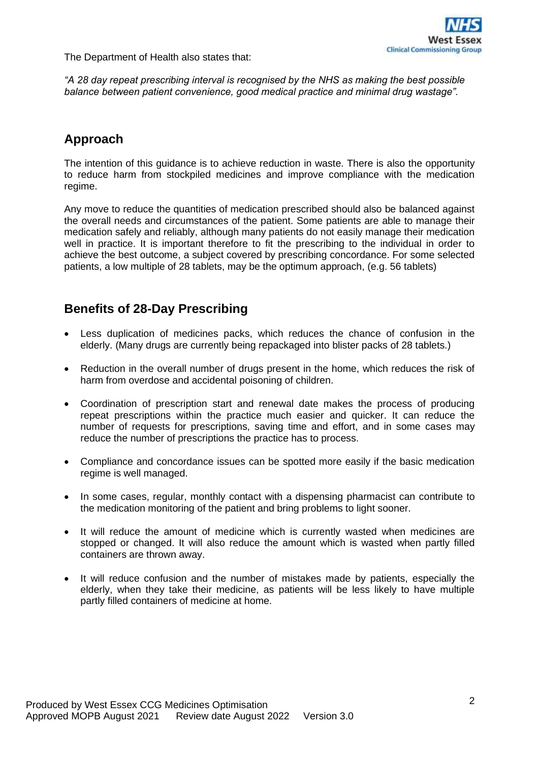The Department of Health also states that:

*"A 28 day repeat prescribing interval is recognised by the NHS as making the best possible balance between patient convenience, good medical practice and minimal drug wastage".*

## Approach

The intention of this guidance is to achieve reduction in waste. There is also the opportunity to reduce harm from stockpiled medicines and improve compliance with the medication regime.

Any move to reduce the quantities of medication prescribed should also be balanced against the overall needs and circumstances of the patient. Some patients are able to manage their medication safely and reliably, although many patients do not easily manage their medication well in practice. It is important therefore to fit the prescribing to the individual in order to achieve the best outcome, a subject covered by prescribing concordance. For some selected patients, a low multiple of 28 tablets, may be the optimum approach, (e.g. 56 tablets)

## Benefits of 28-Day Prescribing

- Less duplication of medicines packs, which reduces the chance of confusion in the elderly. (Many drugs are currently being repackaged into blister packs of 28 tablets.)
- Reduction in the overall number of drugs present in the home, which reduces the risk of harm from overdose and accidental poisoning of children.
- Coordination of prescription start and renewal date makes the process of producing repeat prescriptions within the practice much easier and quicker. It can reduce the number of requests for prescriptions, saving time and effort, and in some cases may reduce the number of prescriptions the practice has to process.
- Compliance and concordance issues can be spotted more easily if the basic medication regime is well managed.
- In some cases, regular, monthly contact with a dispensing pharmacist can contribute to the medication monitoring of the patient and bring problems to light sooner.
- It will reduce the amount of medicine which is currently wasted when medicines are stopped or changed. It will also reduce the amount which is wasted when partly filled containers are thrown away.
- It will reduce confusion and the number of mistakes made by patients, especially the elderly, when they take their medicine, as patients will be less likely to have multiple partly filled containers of medicine at home.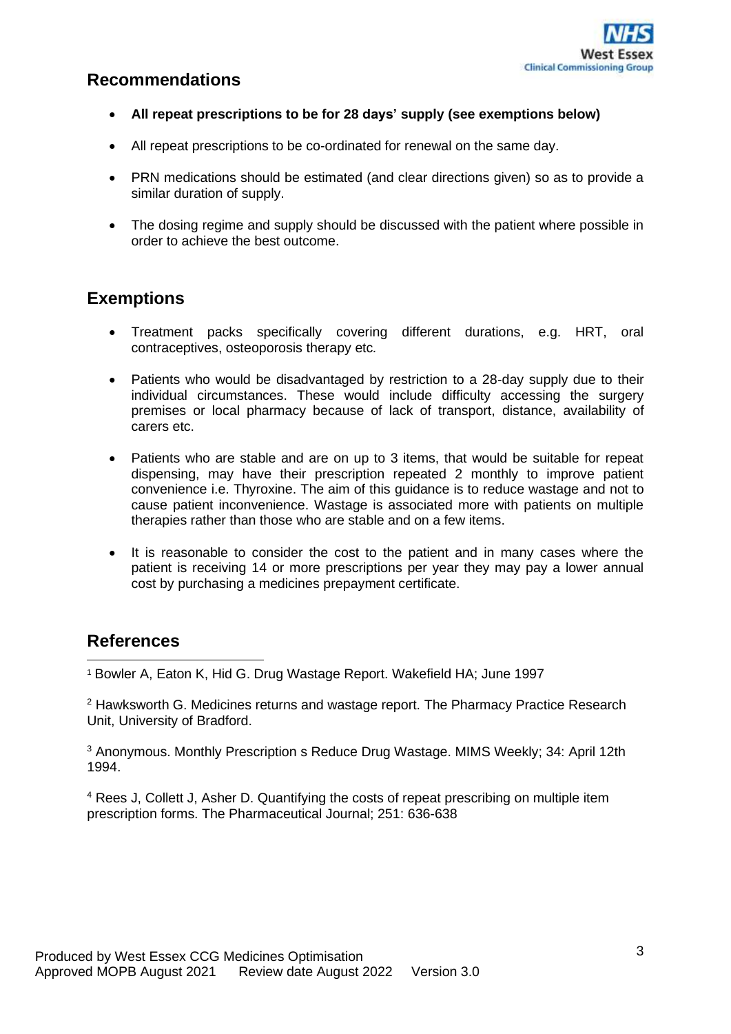## Recommendations

- **All repeat prescriptions to be for 28 days' supply (see exemptions below)**
- All repeat prescriptions to be co-ordinated for renewal on the same day.
- PRN medications should be estimated (and clear directions given) so as to provide a similar duration of supply.
- The dosing regime and supply should be discussed with the patient where possible in order to achieve the best outcome.

## Exemptions

- Treatment packs specifically covering different durations, e.g. HRT, oral contraceptives, osteoporosis therapy etc.
- Patients who would be disadvantaged by restriction to a 28-day supply due to their individual circumstances. These would include difficulty accessing the surgery premises or local pharmacy because of lack of transport, distance, availability of carers etc.
- Patients who are stable and are on up to 3 items, that would be suitable for repeat dispensing, may have their prescription repeated 2 monthly to improve patient convenience i.e. Thyroxine. The aim of this guidance is to reduce wastage and not to cause patient inconvenience. Wastage is associated more with patients on multiple therapies rather than those who are stable and on a few items.
- It is reasonable to consider the cost to the patient and in many cases where the patient is receiving 14 or more prescriptions per year they may pay a lower annual cost by purchasing a medicines prepayment certificate.

## References

[1] Bowler A, Eaton K, Hid G. Drug Wastage Report. Wakefield HA; June 1997

[2] Hawksworth G. Medicines returns and wastage report. The Pharmacy Practice Research Unit, University of Bradford.

[3] Anonymous. Monthly Prescription s Reduce Drug Wastage. MIMS Weekly; 34: April 12th 1994.

[4] Rees J, Collett J, Asher D. Quantifying the costs of repeat prescribing on multiple item prescription forms. The Pharmaceutical Journal; 251: 636-638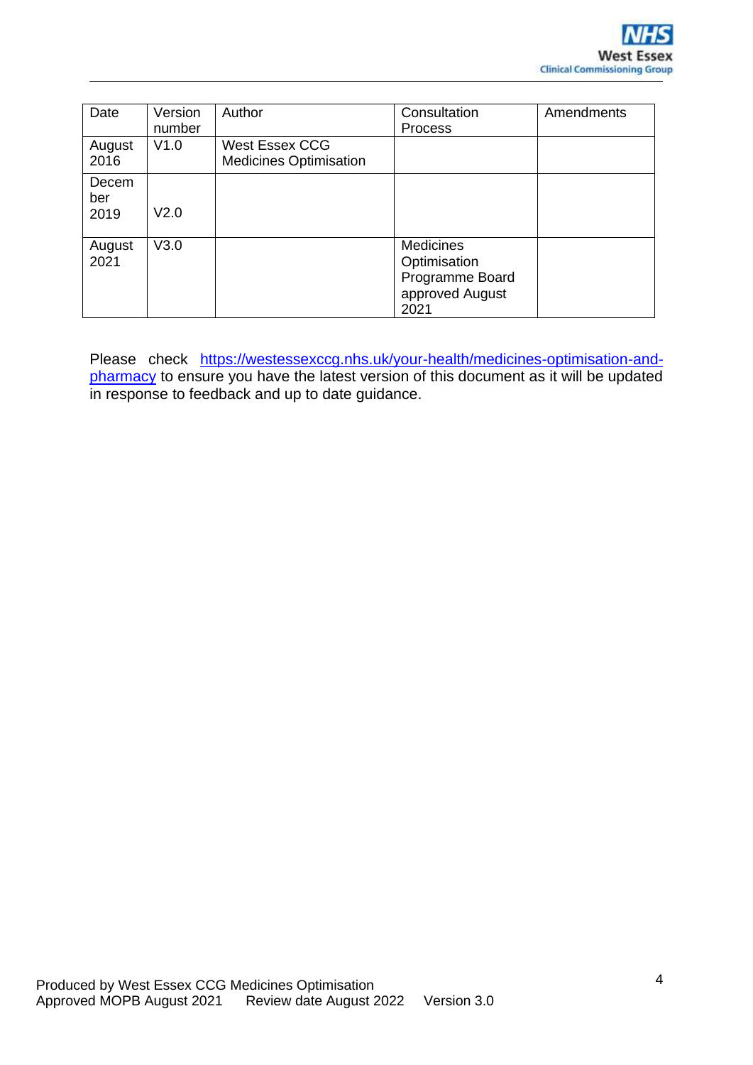| Date | Version number | Author | Consultation Process | Amendments |
|---|---|---|---|---|
| August 2016 | V1.0 | West Essex CCG Medicines Optimisation | | |
| December 2019 | V2.0 | | | |
| August 2021 | V3.0 | | Medicines Optimisation Programme Board approved August 2021 | |

Please check [https://westessexccg.nhs.uk/your-health/medicines-optimisation-and-pharmacy](https://westessexccg.nhs.uk/your-health/medicines-optimisation-and-pharmacy) to ensure you have the latest version of this document as it will be updated in response to feedback and up to date guidance.